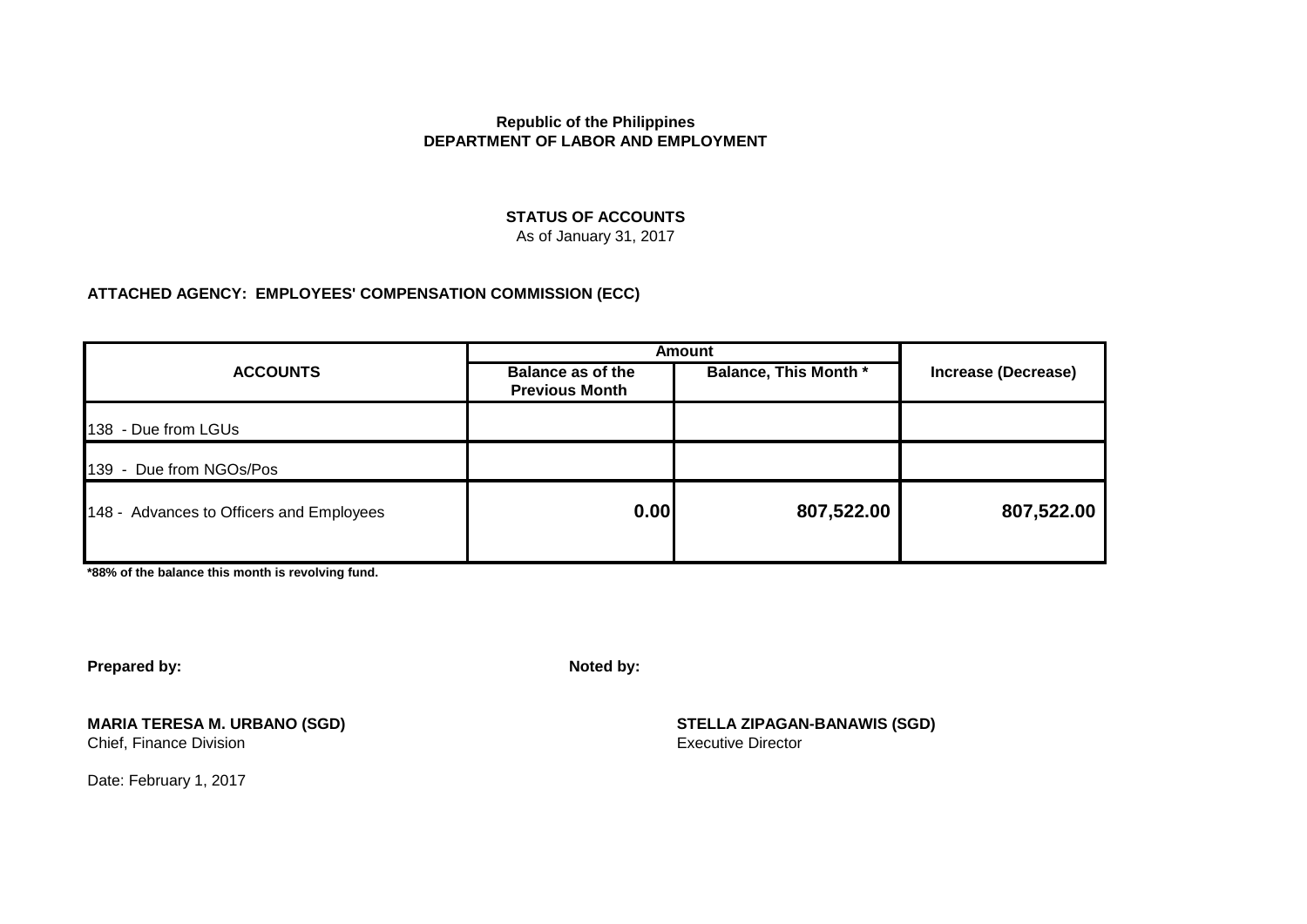**Republic of the Philippines**
**DEPARTMENT OF LABOR AND EMPLOYMENT**

**STATUS OF ACCOUNTS**
As of January 31, 2017

**ATTACHED AGENCY: EMPLOYEES' COMPENSATION COMMISSION (ECC)**

| ACCOUNTS | Amount | | Increase (Decrease) |
|---|---|---|---|
| | Balance as of the Previous Month | Balance, This Month * | |
| 138 - Due from LGUs | | | |
| 139 - Due from NGOs/Pos | | | |
| 148 - Advances to Officers and Employees | 0.00 | 807,522.00 | 807,522.00 |

**\*88% of the balance this month is revolving fund.**

**Prepared by:**

**MARIA TERESA M. URBANO (SGD)**
Chief, Finance Division

**Noted by:**

**STELLA ZIPAGAN-BANAWIS (SGD)**
Executive Director

Date: February 1, 2017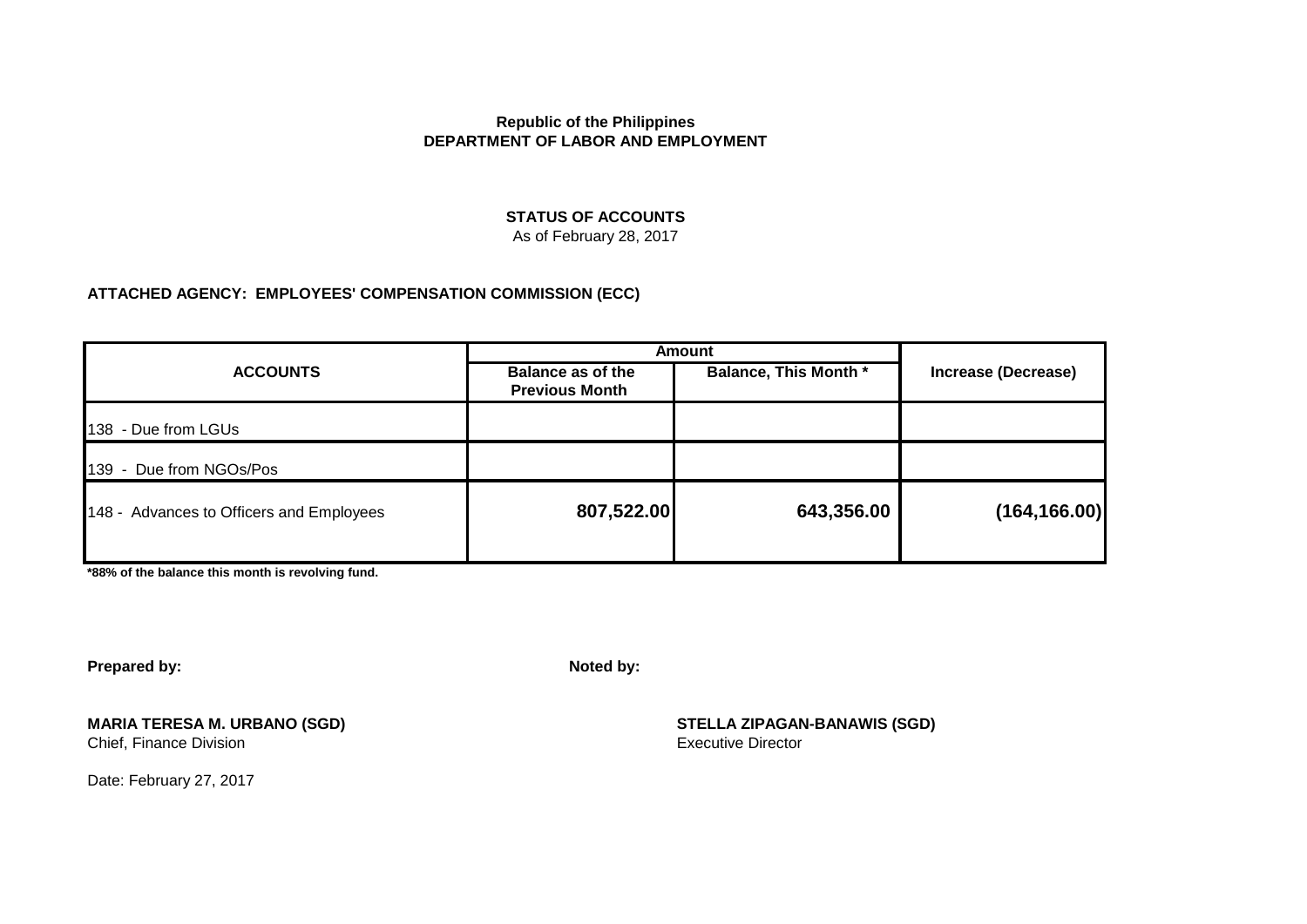**Republic of the Philippines**
**DEPARTMENT OF LABOR AND EMPLOYMENT**

**STATUS OF ACCOUNTS**
As of February 28, 2017

**ATTACHED AGENCY: EMPLOYEES' COMPENSATION COMMISSION (ECC)**

| ACCOUNTS | Amount | | Increase (Decrease) |
|---|---|---|---|
| | Balance as of the Previous Month | Balance, This Month * | |
| 138 - Due from LGUs | | | |
| 139 - Due from NGOs/Pos | | | |
| 148 - Advances to Officers and Employees | 807,522.00 | 643,356.00 | (164,166.00) |

**\*88% of the balance this month is revolving fund.**

**Prepared by:**

**MARIA TERESA M. URBANO (SGD)**
Chief, Finance Division

**Noted by:**

**STELLA ZIPAGAN-BANAWIS (SGD)**
Executive Director

Date: February 27, 2017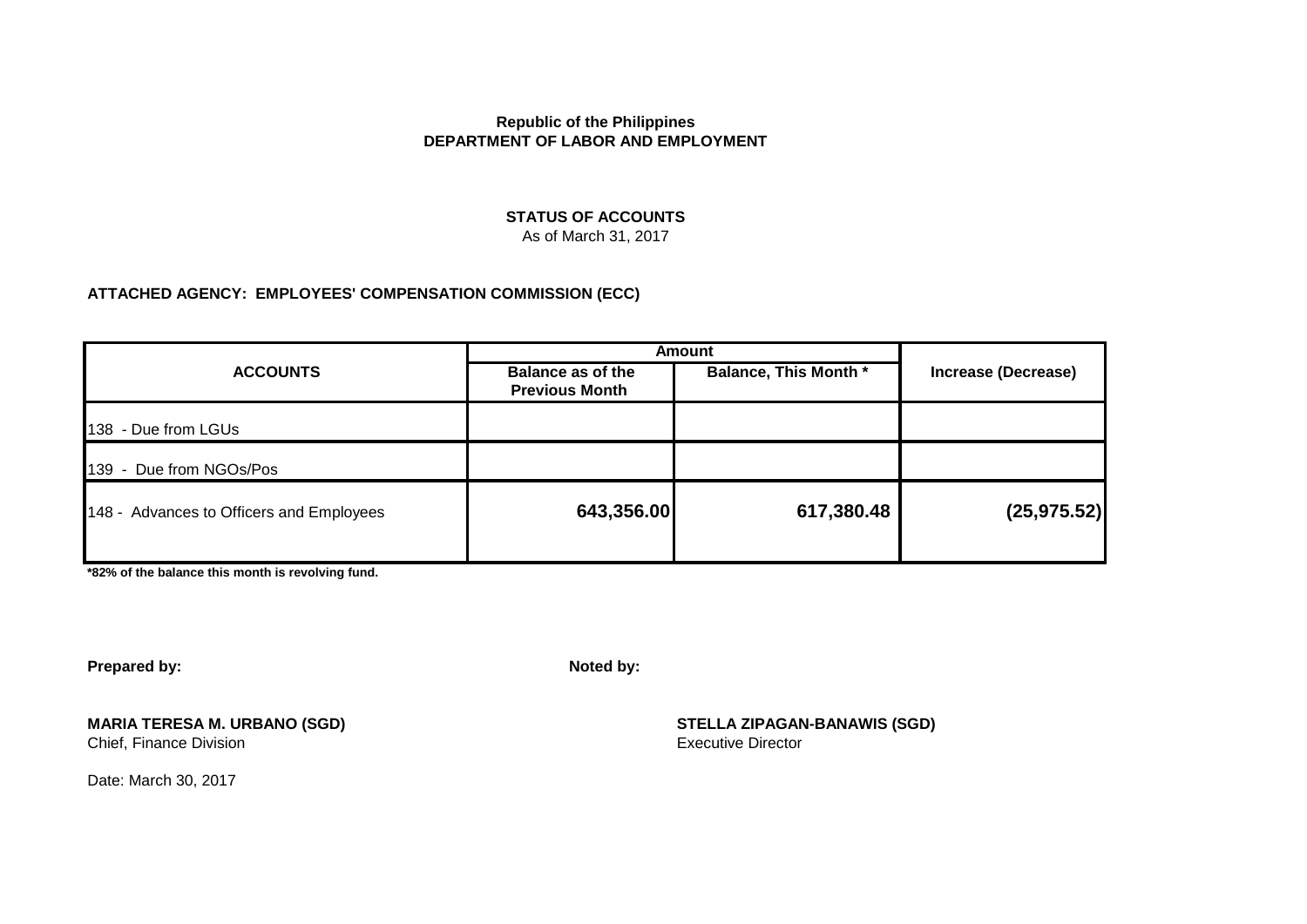**Republic of the Philippines**
**DEPARTMENT OF LABOR AND EMPLOYMENT**

**STATUS OF ACCOUNTS**
As of March 31, 2017

**ATTACHED AGENCY: EMPLOYEES' COMPENSATION COMMISSION (ECC)**

| ACCOUNTS | Amount | | Increase (Decrease) |
|---|---|---|---|
| | Balance as of the Previous Month | Balance, This Month * | |
| 138 - Due from LGUs | | | |
| 139 - Due from NGOs/Pos | | | |
| 148 - Advances to Officers and Employees | **643,356.00** | **617,380.48** | **(25,975.52)** |

**\*82% of the balance this month is revolving fund.**

**Prepared by:**

**MARIA TERESA M. URBANO (SGD)**
Chief, Finance Division

**Noted by:**

**STELLA ZIPAGAN-BANAWIS (SGD)**
Executive Director

Date: March 30, 2017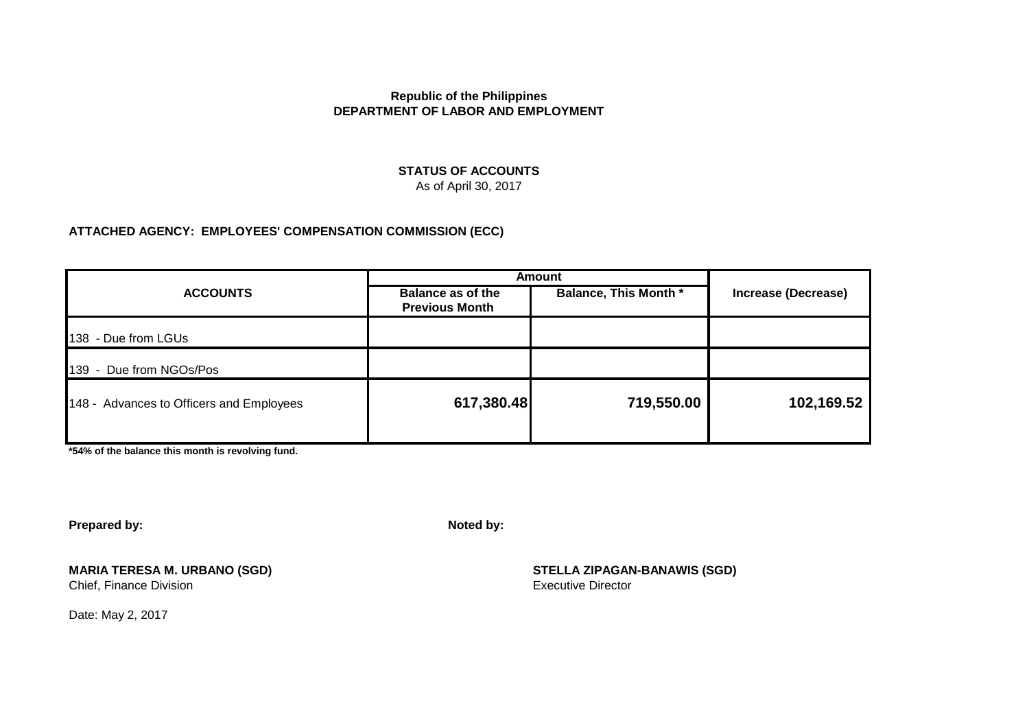**Republic of the Philippines**
**DEPARTMENT OF LABOR AND EMPLOYMENT**

**STATUS OF ACCOUNTS**
As of April 30, 2017

**ATTACHED AGENCY: EMPLOYEES' COMPENSATION COMMISSION (ECC)**

| ACCOUNTS | Amount | | Increase (Decrease) |
|---|---|---|---|
| | Balance as of the Previous Month | Balance, This Month * | |
| 138 - Due from LGUs | | | |
| 139 - Due from NGOs/Pos | | | |
| 148 - Advances to Officers and Employees | 617,380.48 | 719,550.00 | 102,169.52 |

**\*54% of the balance this month is revolving fund.**

**Prepared by:**

**MARIA TERESA M. URBANO (SGD)**
Chief, Finance Division

**Noted by:**

**STELLA ZIPAGAN-BANAWIS (SGD)**
Executive Director

Date: May 2, 2017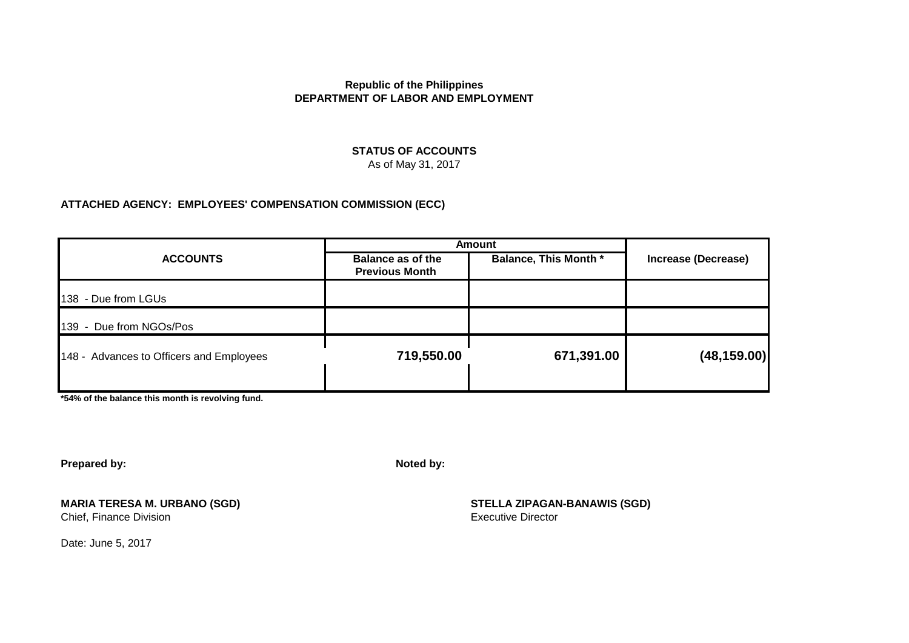**Republic of the Philippines**
**DEPARTMENT OF LABOR AND EMPLOYMENT**

**STATUS OF ACCOUNTS**
As of May 31, 2017

**ATTACHED AGENCY: EMPLOYEES' COMPENSATION COMMISSION (ECC)**

| ACCOUNTS | Amount | | Increase (Decrease) |
|---|---|---|---|
| | Balance as of the Previous Month | Balance, This Month * | |
| 138 - Due from LGUs | | | |
| 139 - Due from NGOs/Pos | | | |
| 148 - Advances to Officers and Employees | 719,550.00 | 671,391.00 | (48,159.00) |

**\*54% of the balance this month is revolving fund.**

**Prepared by:**

**MARIA TERESA M. URBANO (SGD)**
Chief, Finance Division

**Noted by:**

**STELLA ZIPAGAN-BANAWIS (SGD)**
Executive Director

Date: June 5, 2017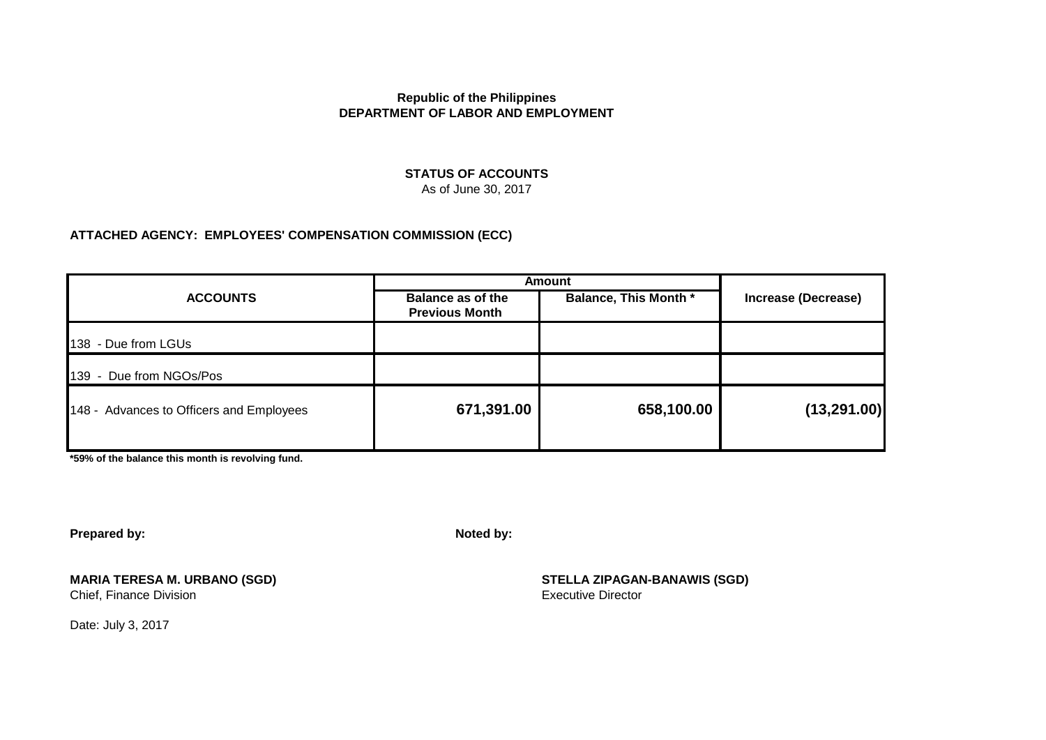**Republic of the Philippines**
**DEPARTMENT OF LABOR AND EMPLOYMENT**

**STATUS OF ACCOUNTS**
As of June 30, 2017

**ATTACHED AGENCY: EMPLOYEES' COMPENSATION COMMISSION (ECC)**

| ACCOUNTS | Amount | | Increase (Decrease) |
|---|---|---|---|
| | Balance as of the Previous Month | Balance, This Month * | |
| 138 - Due from LGUs | | | |
| 139 - Due from NGOs/Pos | | | |
| 148 - Advances to Officers and Employees | **671,391.00** | **658,100.00** | **(13,291.00)** |

**\*59% of the balance this month is revolving fund.**

**Prepared by:**

**MARIA TERESA M. URBANO (SGD)**
Chief, Finance Division

**Noted by:**

**STELLA ZIPAGAN-BANAWIS (SGD)**
Executive Director

Date: July 3, 2017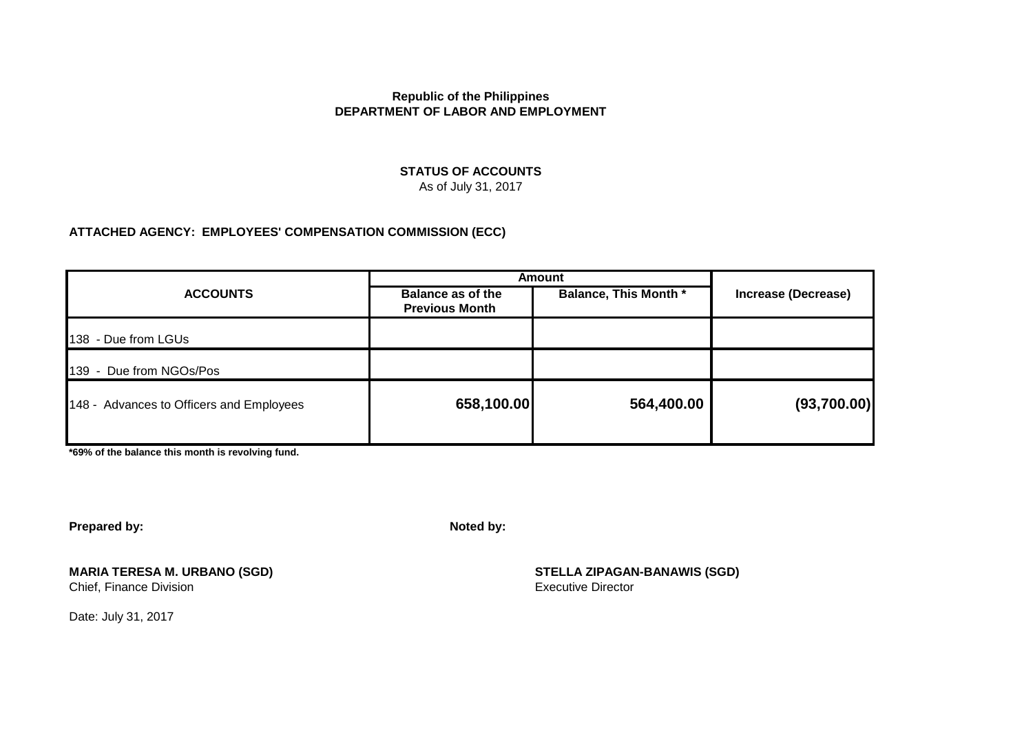**Republic of the Philippines**
**DEPARTMENT OF LABOR AND EMPLOYMENT**

**STATUS OF ACCOUNTS**
As of July 31, 2017

**ATTACHED AGENCY: EMPLOYEES' COMPENSATION COMMISSION (ECC)**

| ACCOUNTS | Amount | | Increase (Decrease) |
|---|---|---|---|
| | Balance as of the Previous Month | Balance, This Month * | |
| 138 - Due from LGUs | | | |
| 139 - Due from NGOs/Pos | | | |
| 148 - Advances to Officers and Employees | **658,100.00** | **564,400.00** | **(93,700.00)** |

**\*69% of the balance this month is revolving fund.**

**Prepared by:**

**MARIA TERESA M. URBANO (SGD)**
Chief, Finance Division

**Noted by:**

**STELLA ZIPAGAN-BANAWIS (SGD)**
Executive Director

Date: July 31, 2017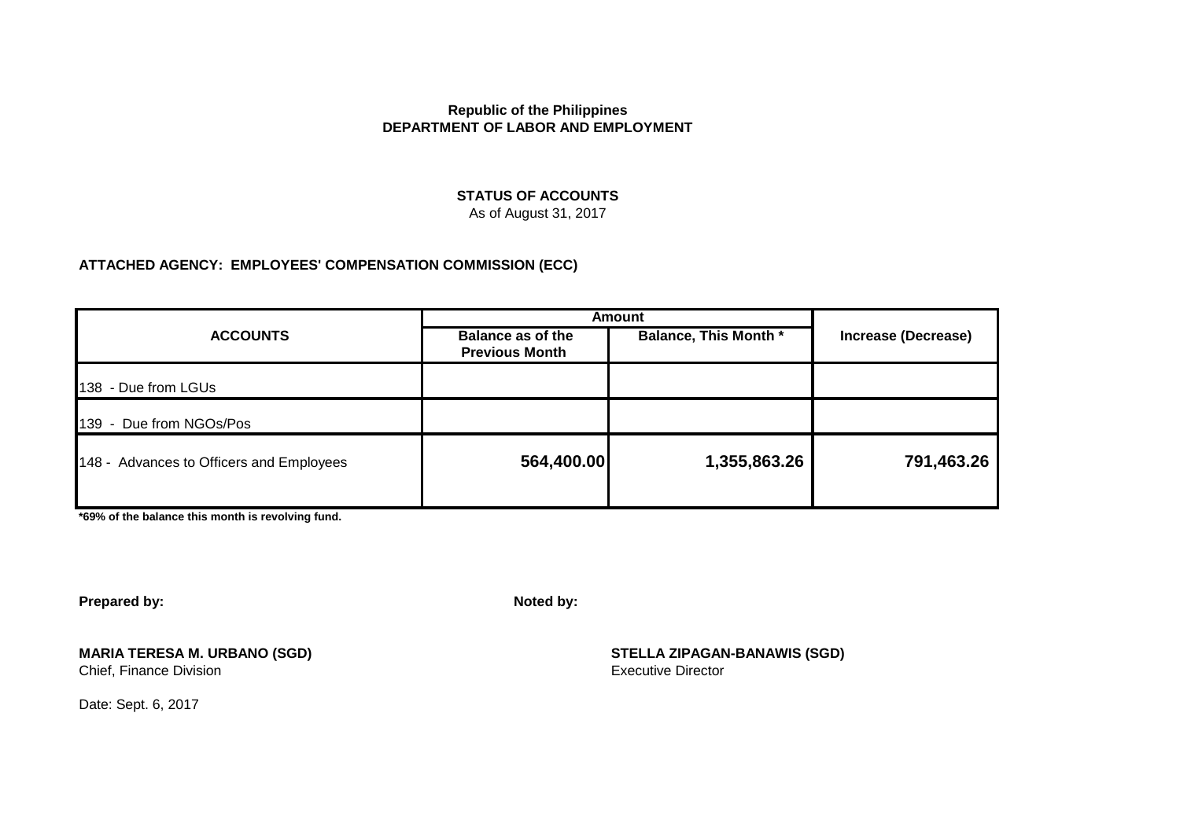**Republic of the Philippines**
**DEPARTMENT OF LABOR AND EMPLOYMENT**

**STATUS OF ACCOUNTS**
As of August 31, 2017

**ATTACHED AGENCY: EMPLOYEES' COMPENSATION COMMISSION (ECC)**

| ACCOUNTS | Amount | | Increase (Decrease) |
|---|---|---|---|
| | Balance as of the Previous Month | Balance, This Month * | |
| 138 - Due from LGUs | | | |
| 139 - Due from NGOs/Pos | | | |
| 148 - Advances to Officers and Employees | 564,400.00 | 1,355,863.26 | 791,463.26 |

**\*69% of the balance this month is revolving fund.**

**Prepared by:**

**MARIA TERESA M. URBANO (SGD)**
Chief, Finance Division

**Noted by:**

**STELLA ZIPAGAN-BANAWIS (SGD)**
Executive Director

Date: Sept. 6, 2017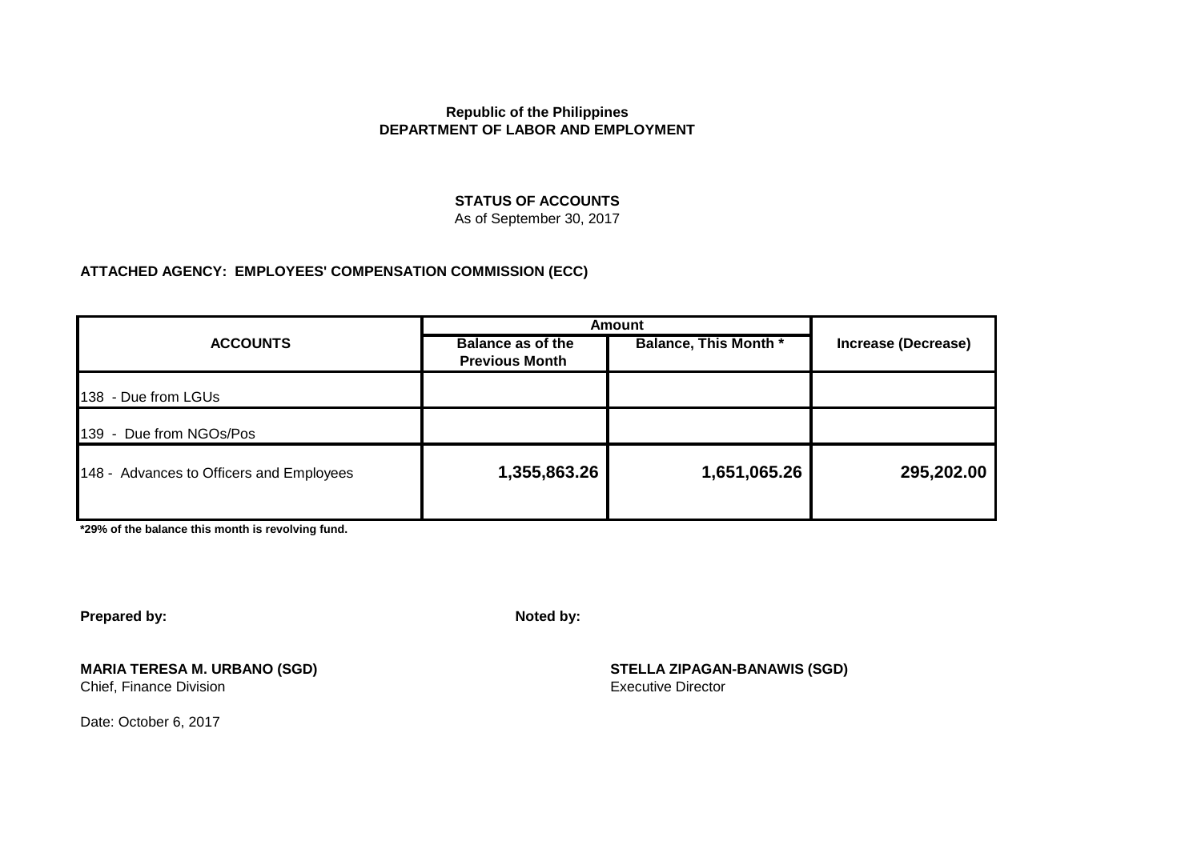**Republic of the Philippines**
**DEPARTMENT OF LABOR AND EMPLOYMENT**

**STATUS OF ACCOUNTS**
As of September 30, 2017

**ATTACHED AGENCY: EMPLOYEES' COMPENSATION COMMISSION (ECC)**

| ACCOUNTS | Amount | | Increase (Decrease) |
|---|---|---|---|
| | Balance as of the Previous Month | Balance, This Month * | |
| 138 - Due from LGUs | | | |
| 139 - Due from NGOs/Pos | | | |
| 148 - Advances to Officers and Employees | 1,355,863.26 | 1,651,065.26 | 295,202.00 |

**\*29% of the balance this month is revolving fund.**

**Prepared by:**

**MARIA TERESA M. URBANO (SGD)**
Chief, Finance Division

**Noted by:**

**STELLA ZIPAGAN-BANAWIS (SGD)**
Executive Director

Date: October 6, 2017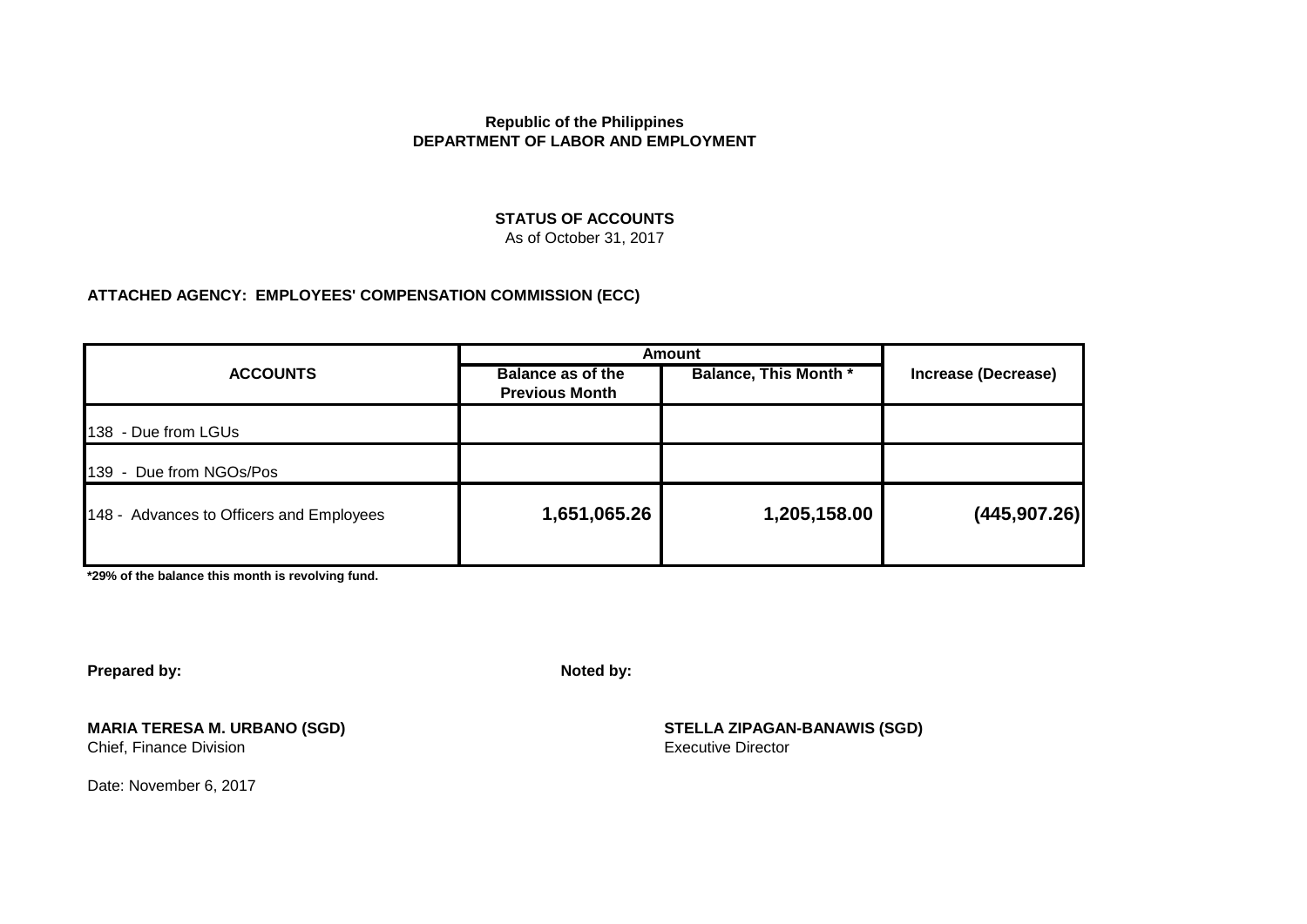**Republic of the Philippines**
**DEPARTMENT OF LABOR AND EMPLOYMENT**

**STATUS OF ACCOUNTS**
As of October 31, 2017

**ATTACHED AGENCY: EMPLOYEES' COMPENSATION COMMISSION (ECC)**

| ACCOUNTS | Amount | | Increase (Decrease) |
|---|---|---|---|
| | Balance as of the Previous Month | Balance, This Month * | |
| 138 - Due from LGUs | | | |
| 139 - Due from NGOs/Pos | | | |
| 148 - Advances to Officers and Employees | **1,651,065.26** | **1,205,158.00** | **(445,907.26)** |

**\*29% of the balance this month is revolving fund.**

**Prepared by:**

**MARIA TERESA M. URBANO (SGD)**
Chief, Finance Division

**Noted by:**

**STELLA ZIPAGAN-BANAWIS (SGD)**
Executive Director

Date: November 6, 2017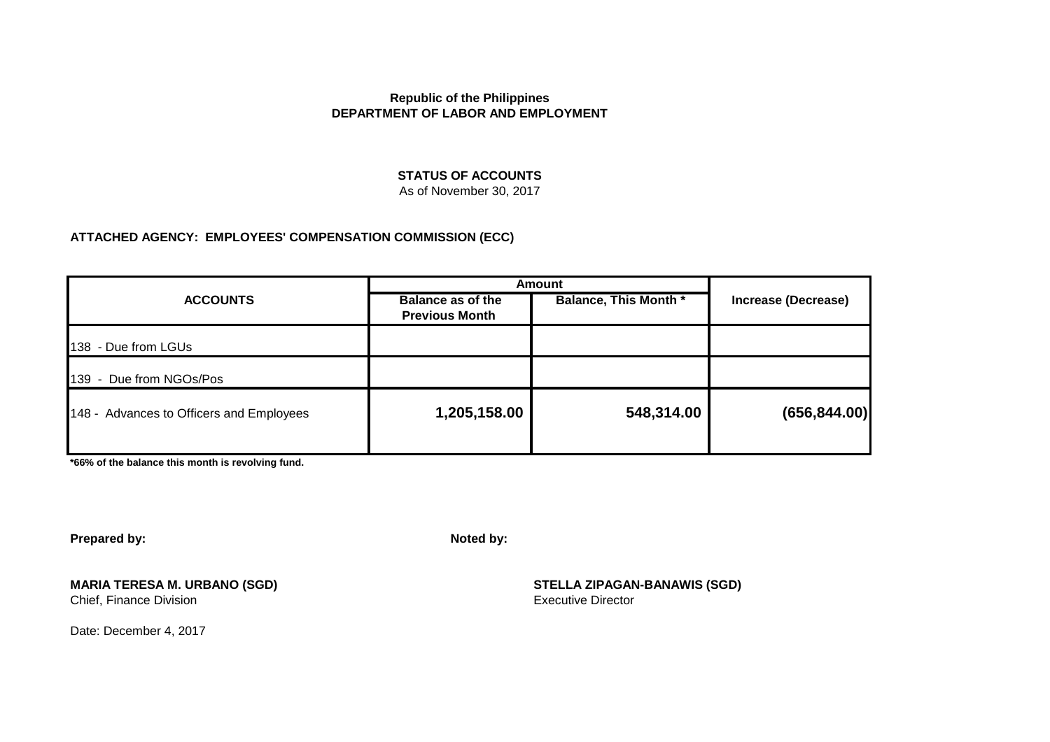**Republic of the Philippines**
**DEPARTMENT OF LABOR AND EMPLOYMENT**

**STATUS OF ACCOUNTS**
As of November 30, 2017

**ATTACHED AGENCY: EMPLOYEES' COMPENSATION COMMISSION (ECC)**

| ACCOUNTS | Amount | | Increase (Decrease) |
|---|---|---|---|
| | Balance as of the Previous Month | Balance, This Month * | |
| 138 - Due from LGUs | | | |
| 139 - Due from NGOs/Pos | | | |
| 148 - Advances to Officers and Employees | 1,205,158.00 | 548,314.00 | (656,844.00) |

**\*66% of the balance this month is revolving fund.**

**Prepared by:**

**MARIA TERESA M. URBANO (SGD)**
Chief, Finance Division

**Noted by:**

**STELLA ZIPAGAN-BANAWIS (SGD)**
Executive Director

Date: December 4, 2017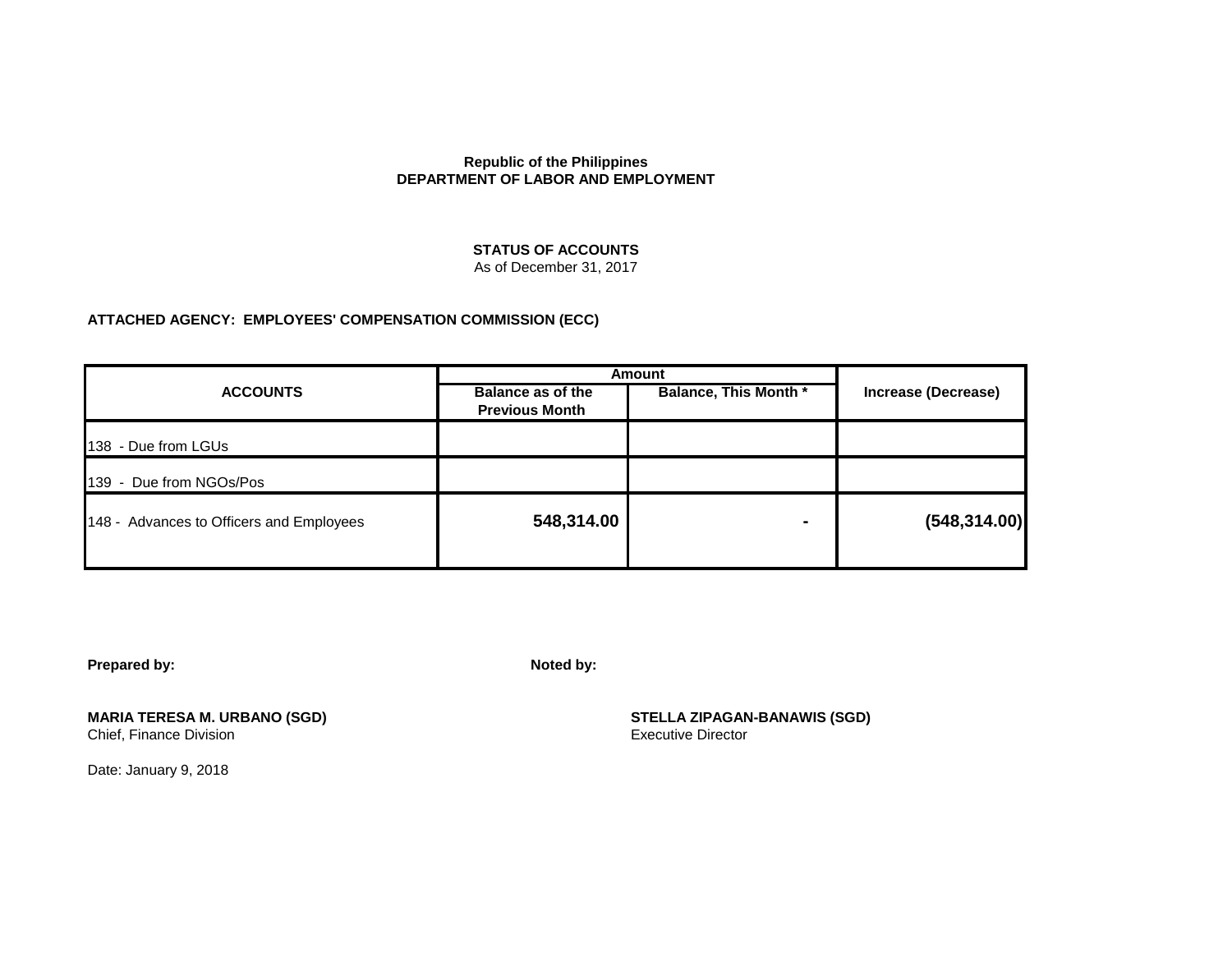**Republic of the Philippines**
**DEPARTMENT OF LABOR AND EMPLOYMENT**

**STATUS OF ACCOUNTS**
As of December 31, 2017

**ATTACHED AGENCY: EMPLOYEES' COMPENSATION COMMISSION (ECC)**

| ACCOUNTS | Amount | | Increase (Decrease) |
|---|---|---|---|
| | Balance as of the Previous Month | Balance, This Month * | |
| 138 - Due from LGUs | | | |
| 139 - Due from NGOs/Pos | | | |
| 148 - Advances to Officers and Employees | **548,314.00** | **-** | **(548,314.00)** |

**Prepared by:**

**MARIA TERESA M. URBANO (SGD)**
Chief, Finance Division

Date: January 9, 2018

**Noted by:**

**STELLA ZIPAGAN-BANAWIS (SGD)**
Executive Director